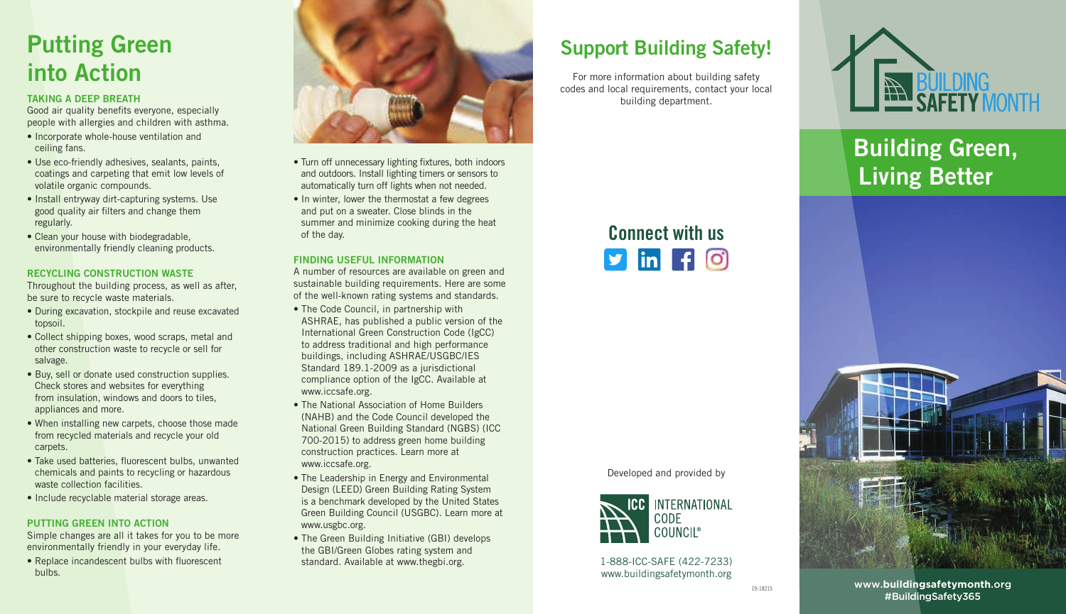# Putting Green into Action

### TAKING A DEEP BREATH

Good air quality benefits everyone, especially people with allergies and children with asthma.

- Incorporate whole-house ventilation and ceiling fans.
- Use eco-friendly adhesives, sealants, paints, coatings and carpeting that emit low levels of volatile organic compounds.
- Install entryway dirt-capturing systems. Use good quality air filters and change them regularly.
- Clean your house with biodegradable, environmentally friendly cleaning products.

### RECYCLING CONSTRUCTION WASTE

Throughout the building process, as well as after, be sure to recycle waste materials.

- During excavation, stockpile and reuse excavated topsoil.
- Collect shipping boxes, wood scraps, metal and other construction waste to recycle or sell for salvage.
- Buy, sell or donate used construction supplies. Check stores and websites for everything from insulation, windows and doors to tiles, appliances and more.
- When installing new carpets, choose those made from recycled materials and recycle your old carpets.
- Take used batteries, fluorescent bulbs, unwanted chemicals and paints to recycling or hazardous waste collection facilities.
- Include recyclable material storage areas.

### PUTTING GREEN INTO ACTION

Simple changes are all it takes for you to be more environmentally friendly in your everyday life.

- Replace incandescent bulbs with fluorescent bulbs.
- Turn off unnecessary lighting fixtures, both indoors and outdoors. Install lighting timers or sensors to automatically turn off lights when not needed.
- In winter, lower the thermostat a few degrees and put on a sweater. Close blinds in the summer and minimize cooking during the heat of the day.

### FINDING USEFUL INFORMATION

A number of resources are available on green and sustainable building requirements. Here are some of the well-known rating systems and standards.

- The Code Council, in partnership with ASHRAE, has published a public version of the International Green Construction Code (IgCC) to address traditional and high performance buildings, including ASHRAE/USGBC/IES Standard 189.1-2009 as a jurisdictional compliance option of the IgCC. Available at www.iccsafe.org.
- The National Association of Home Builders (NAHB) and the Code Council developed the National Green Building Standard (NGBS) (ICC 700-2015) to address green home building construction practices. Learn more at www.iccsafe.org.
- The Leadership in Energy and Environmental Design (LEED) Green Building Rating System is a benchmark developed by the United States Green Building Council (USGBC). Learn more at www.usgbc.org.
- The Green Building Initiative (GBI) develops the GBI/Green Globes rating system and standard. Available at www.thegbi.org.

## Support Building Safety!

For more information about building safety codes and local requirements, contact your local building department.

## Connect with us

Developed and provided by

ICC INTERNATIONAL CODE COUNCIL®

1-888-ICC-SAFE (422-7233)
www.buildingsafetymonth.org

19-18215

BUILDING SAFETY MONTH

# Building Green, Living Better

**www.buildingsafetymonth.org**
**#BuildingSafety365**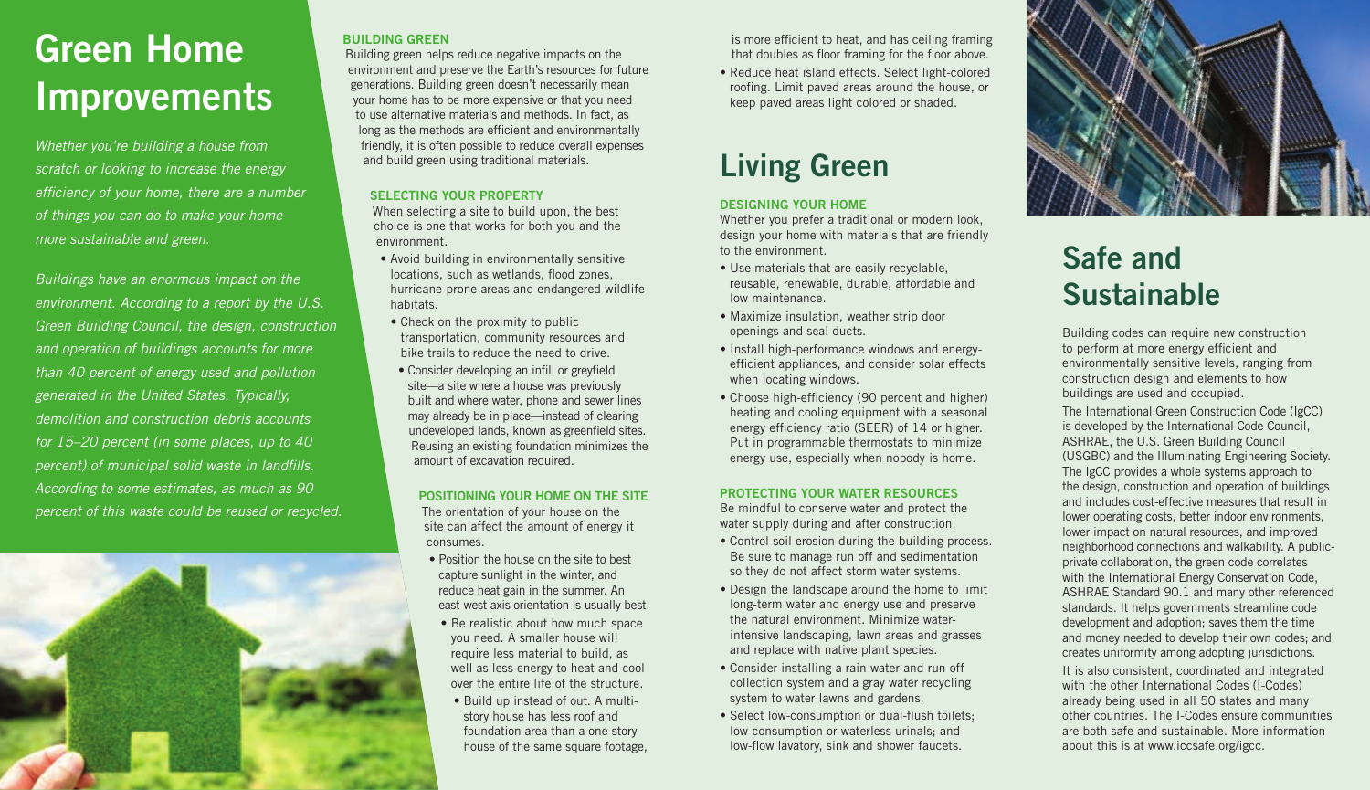# Green Home Improvements

*Whether you're building a house from scratch or looking to increase the energy efficiency of your home, there are a number of things you can do to make your home more sustainable and green.*

*Buildings have an enormous impact on the environment. According to a report by the U.S. Green Building Council, the design, construction and operation of buildings accounts for more than 40 percent of energy used and pollution generated in the United States. Typically, demolition and construction debris accounts for 15–20 percent (in some places, up to 40 percent) of municipal solid waste in landfills. According to some estimates, as much as 90 percent of this waste could be reused or recycled.*

### BUILDING GREEN

Building green helps reduce negative impacts on the environment and preserve the Earth's resources for future generations. Building green doesn't necessarily mean your home has to be more expensive or that you need to use alternative materials and methods. In fact, as long as the methods are efficient and environmentally friendly, it is often possible to reduce overall expenses and build green using traditional materials.

### SELECTING YOUR PROPERTY

When selecting a site to build upon, the best choice is one that works for both you and the environment.

- Avoid building in environmentally sensitive locations, such as wetlands, flood zones, hurricane-prone areas and endangered wildlife habitats.
- Check on the proximity to public transportation, community resources and bike trails to reduce the need to drive.
- Consider developing an infill or greyfield site—a site where a house was previously built and where water, phone and sewer lines may already be in place—instead of clearing undeveloped lands, known as greenfield sites. Reusing an existing foundation minimizes the amount of excavation required.

### POSITIONING YOUR HOME ON THE SITE

The orientation of your house on the site can affect the amount of energy it consumes.

- Position the house on the site to best capture sunlight in the winter, and reduce heat gain in the summer. An east-west axis orientation is usually best.
- Be realistic about how much space you need. A smaller house will require less material to build, as well as less energy to heat and cool over the entire life of the structure.
- Build up instead of out. A multi-story house has less roof and foundation area than a one-story house of the same square footage, is more efficient to heat, and has ceiling framing that doubles as floor framing for the floor above.
- Reduce heat island effects. Select light-colored roofing. Limit paved areas around the house, or keep paved areas light colored or shaded.

## Living Green

### DESIGNING YOUR HOME

Whether you prefer a traditional or modern look, design your home with materials that are friendly to the environment.

- Use materials that are easily recyclable, reusable, renewable, durable, affordable and low maintenance.
- Maximize insulation, weather strip door openings and seal ducts.
- Install high-performance windows and energy-efficient appliances, and consider solar effects when locating windows.
- Choose high-efficiency (90 percent and higher) heating and cooling equipment with a seasonal energy efficiency ratio (SEER) of 14 or higher. Put in programmable thermostats to minimize energy use, especially when nobody is home.

### PROTECTING YOUR WATER RESOURCES

Be mindful to conserve water and protect the water supply during and after construction.

- Control soil erosion during the building process. Be sure to manage run off and sedimentation so they do not affect storm water systems.
- Design the landscape around the home to limit long-term water and energy use and preserve the natural environment. Minimize water-intensive landscaping, lawn areas and grasses and replace with native plant species.
- Consider installing a rain water and run off collection system and a gray water recycling system to water lawns and gardens.
- Select low-consumption or dual-flush toilets; low-consumption or waterless urinals; and low-flow lavatory, sink and shower faucets.

## Safe and Sustainable

Building codes can require new construction to perform at more energy efficient and environmentally sensitive levels, ranging from construction design and elements to how buildings are used and occupied.

The International Green Construction Code (IgCC) is developed by the International Code Council, ASHRAE, the U.S. Green Building Council (USGBC) and the Illuminating Engineering Society. The IgCC provides a whole systems approach to the design, construction and operation of buildings and includes cost-effective measures that result in lower operating costs, better indoor environments, lower impact on natural resources, and improved neighborhood connections and walkability. A public-private collaboration, the green code correlates with the International Energy Conservation Code, ASHRAE Standard 90.1 and many other referenced standards. It helps governments streamline code development and adoption; saves them the time and money needed to develop their own codes; and creates uniformity among adopting jurisdictions.

It is also consistent, coordinated and integrated with the other International Codes (I-Codes) already being used in all 50 states and many other countries. The I-Codes ensure communities are both safe and sustainable. More information about this is at www.iccsafe.org/igcc.